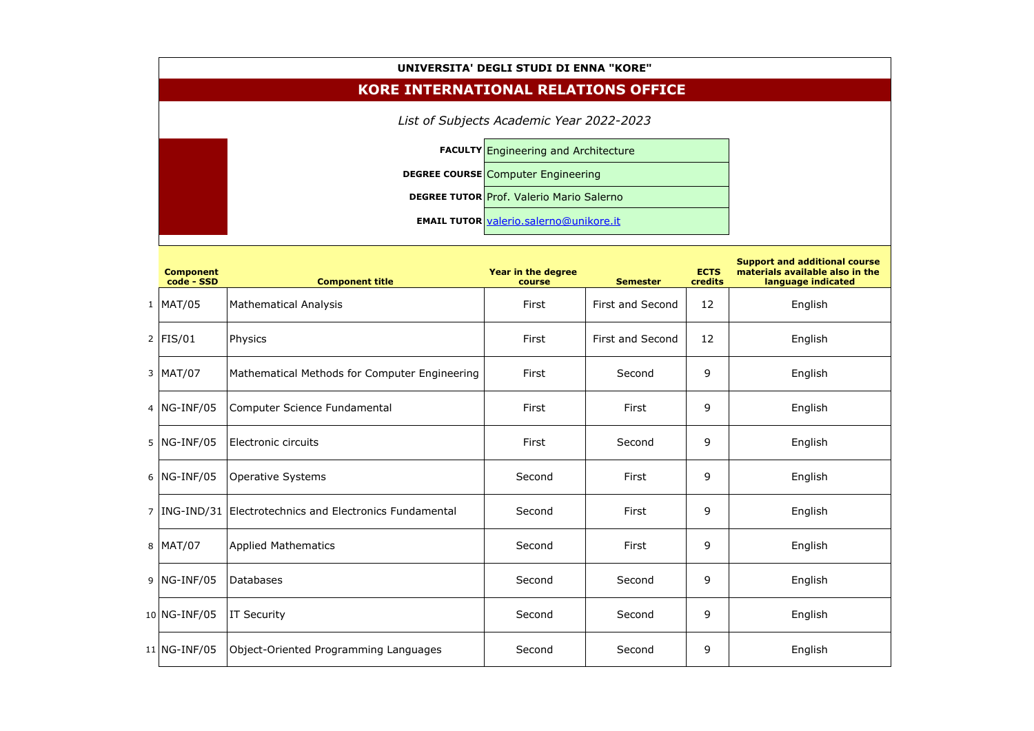**UNIVERSITA' DEGLI STUDI DI ENNA "KORE"**

# KORE INTERNATIONAL RELATIONS OFFICE

*List of Subjects Academic Year 2022-2023*

| | |
|---|---|
| **FACULTY** | Engineering and Architecture |
| **DEGREE COURSE** | Computer Engineering |
| **DEGREE TUTOR** | Prof. Valerio Mario Salerno |
| **EMAIL TUTOR** | valerio.salerno@unikore.it |

| | Component code - SSD | Component title | Year in the degree course | Semester | ECTS credits | Support and additional course materials available also in the language indicated |
|---|---|---|---|---|---|---|
| 1 | MAT/05 | Mathematical Analysis | First | First and Second | 12 | English |
| 2 | FIS/01 | Physics | First | First and Second | 12 | English |
| 3 | MAT/07 | Mathematical Methods for Computer Engineering | First | Second | 9 | English |
| 4 | NG-INF/05 | Computer Science Fundamental | First | First | 9 | English |
| 5 | NG-INF/05 | Electronic circuits | First | Second | 9 | English |
| 6 | NG-INF/05 | Operative Systems | Second | First | 9 | English |
| 7 | ING-IND/31 | Electrotechnics and Electronics Fundamental | Second | First | 9 | English |
| 8 | MAT/07 | Applied Mathematics | Second | First | 9 | English |
| 9 | NG-INF/05 | Databases | Second | Second | 9 | English |
| 10 | NG-INF/05 | IT Security | Second | Second | 9 | English |
| 11 | NG-INF/05 | Object-Oriented Programming Languages | Second | Second | 9 | English |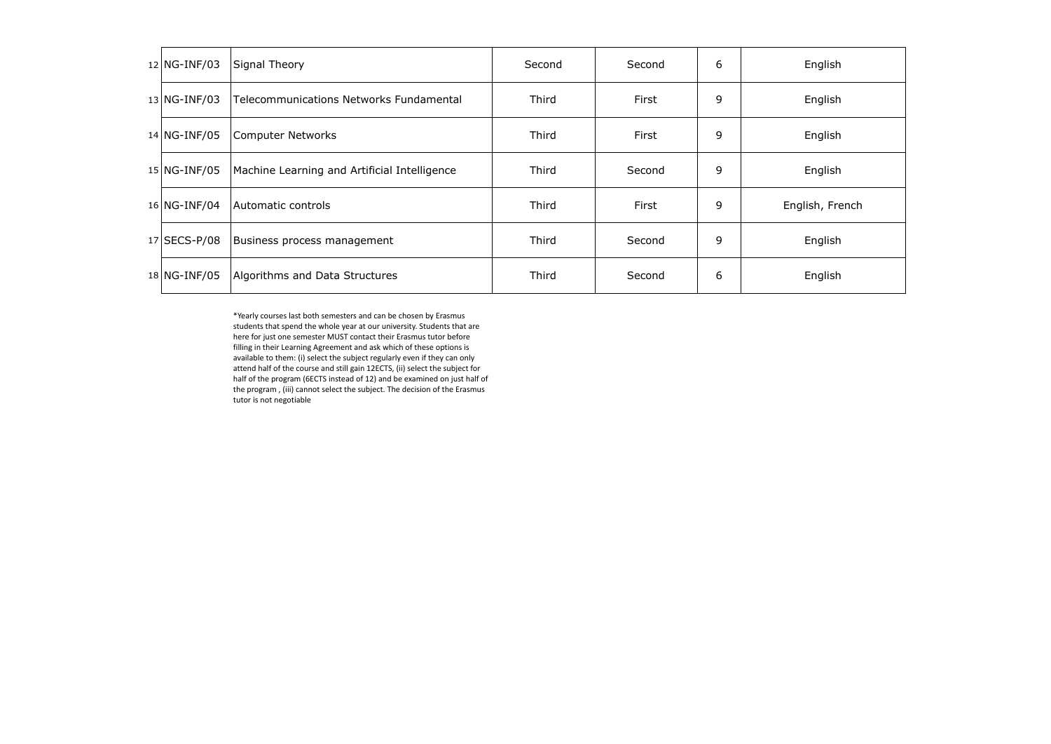| | | | | | | |
|---|---|---|---|---|---|---|
| 12 | NG-INF/03 | Signal Theory | Second | Second | 6 | English |
| 13 | NG-INF/03 | Telecommunications Networks Fundamental | Third | First | 9 | English |
| 14 | NG-INF/05 | Computer Networks | Third | First | 9 | English |
| 15 | NG-INF/05 | Machine Learning and Artificial Intelligence | Third | Second | 9 | English |
| 16 | NG-INF/04 | Automatic controls | Third | First | 9 | English, French |
| 17 | SECS-P/08 | Business process management | Third | Second | 9 | English |
| 18 | NG-INF/05 | Algorithms and Data Structures | Third | Second | 6 | English |

*Yearly courses last both semesters and can be chosen by Erasmus students that spend the whole year at our university. Students that are here for just one semester MUST contact their Erasmus tutor before filling in their Learning Agreement and ask which of these options is available to them: (i) select the subject regularly even if they can only attend half of the course and still gain 12ECTS, (ii) select the subject for half of the program (6ECTS instead of 12) and be examined on just half of the program , (iii) cannot select the subject. The decision of the Erasmus tutor is not negotiable